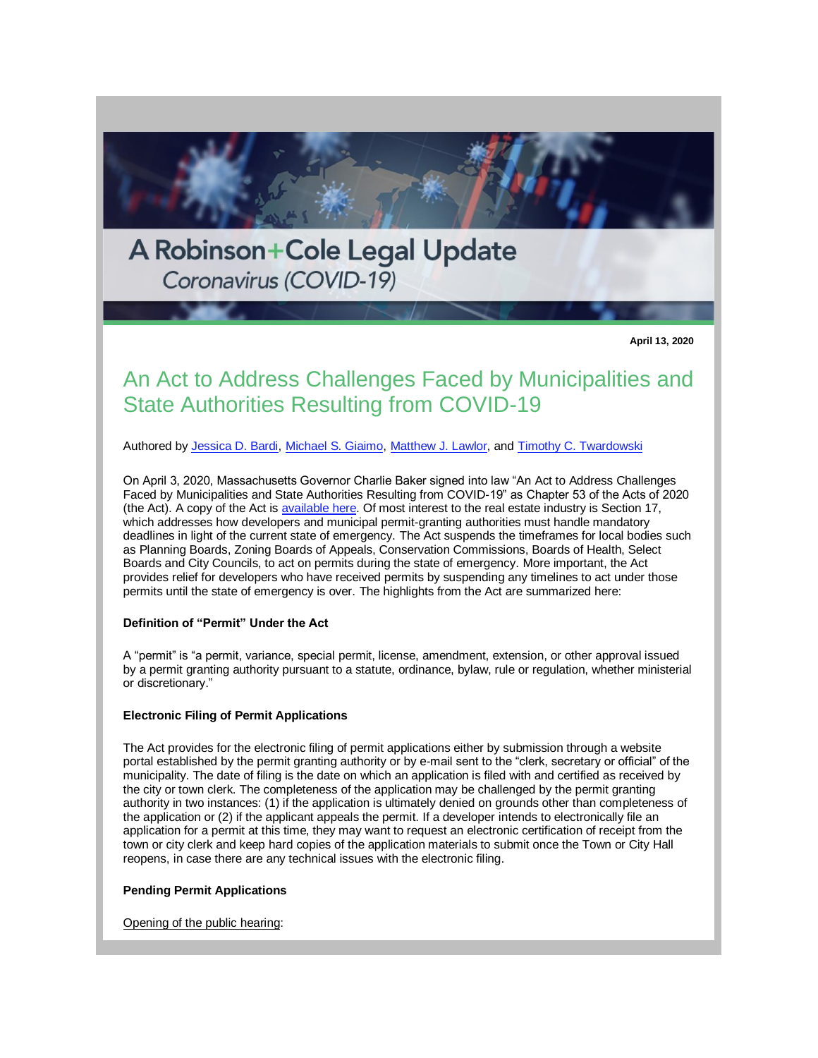A Robinson+Cole Legal Update
Coronavirus (COVID-19)

**April 13, 2020**

# An Act to Address Challenges Faced by Municipalities and State Authorities Resulting from COVID-19

Authored by Jessica D. Bardi, Michael S. Giaimo, Matthew J. Lawlor, and Timothy C. Twardowski

On April 3, 2020, Massachusetts Governor Charlie Baker signed into law "An Act to Address Challenges Faced by Municipalities and State Authorities Resulting from COVID-19" as Chapter 53 of the Acts of 2020 (the Act). A copy of the Act is available here. Of most interest to the real estate industry is Section 17, which addresses how developers and municipal permit-granting authorities must handle mandatory deadlines in light of the current state of emergency. The Act suspends the timeframes for local bodies such as Planning Boards, Zoning Boards of Appeals, Conservation Commissions, Boards of Health, Select Boards and City Councils, to act on permits during the state of emergency. More important, the Act provides relief for developers who have received permits by suspending any timelines to act under those permits until the state of emergency is over. The highlights from the Act are summarized here:

**Definition of "Permit" Under the Act**

A "permit" is "a permit, variance, special permit, license, amendment, extension, or other approval issued by a permit granting authority pursuant to a statute, ordinance, bylaw, rule or regulation, whether ministerial or discretionary."

**Electronic Filing of Permit Applications**

The Act provides for the electronic filing of permit applications either by submission through a website portal established by the permit granting authority or by e-mail sent to the "clerk, secretary or official" of the municipality. The date of filing is the date on which an application is filed with and certified as received by the city or town clerk. The completeness of the application may be challenged by the permit granting authority in two instances: (1) if the application is ultimately denied on grounds other than completeness of the application or (2) if the applicant appeals the permit. If a developer intends to electronically file an application for a permit at this time, they may want to request an electronic certification of receipt from the town or city clerk and keep hard copies of the application materials to submit once the Town or City Hall reopens, in case there are any technical issues with the electronic filing.

**Pending Permit Applications**

Opening of the public hearing: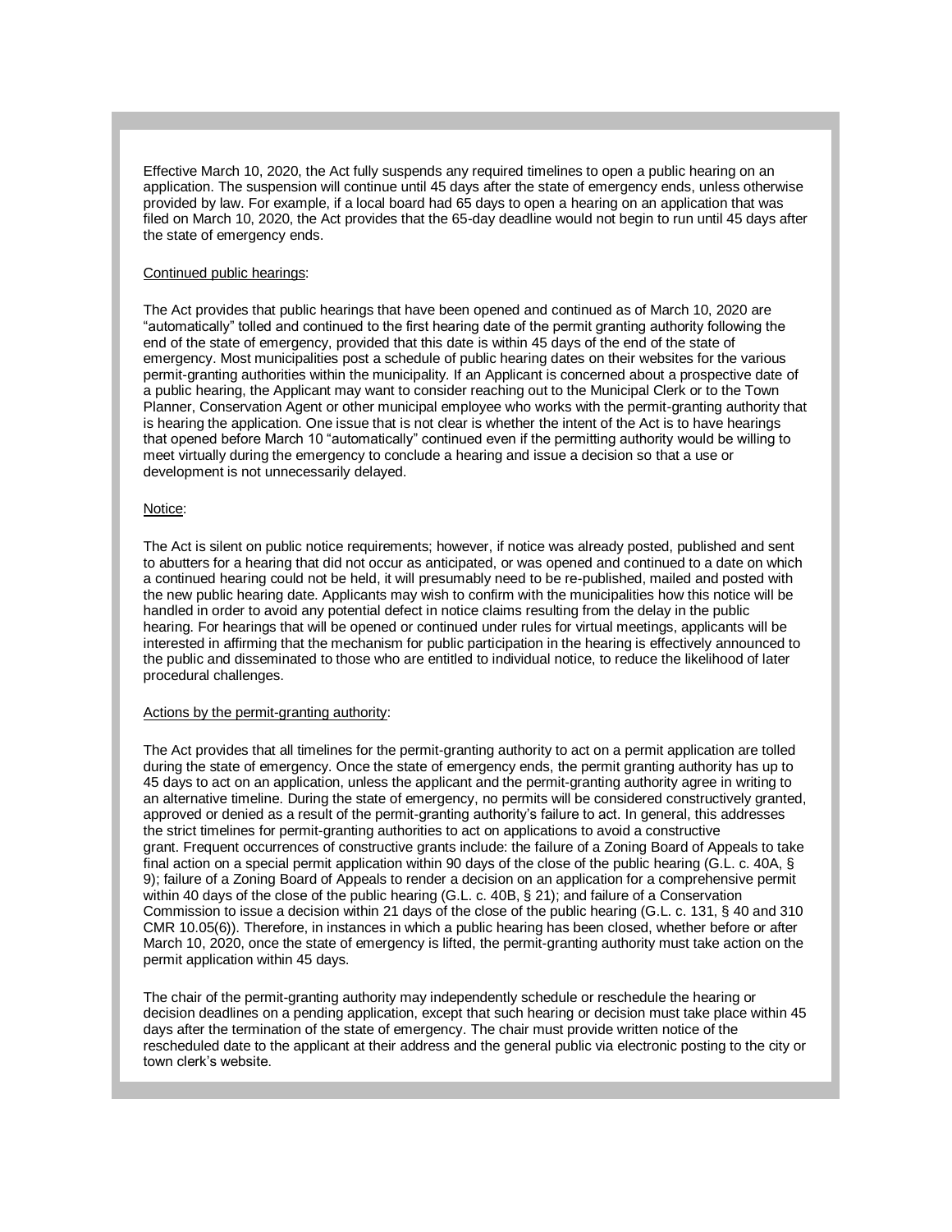Effective March 10, 2020, the Act fully suspends any required timelines to open a public hearing on an application. The suspension will continue until 45 days after the state of emergency ends, unless otherwise provided by law. For example, if a local board had 65 days to open a hearing on an application that was filed on March 10, 2020, the Act provides that the 65-day deadline would not begin to run until 45 days after the state of emergency ends.

Continued public hearings:

The Act provides that public hearings that have been opened and continued as of March 10, 2020 are "automatically" tolled and continued to the first hearing date of the permit granting authority following the end of the state of emergency, provided that this date is within 45 days of the end of the state of emergency. Most municipalities post a schedule of public hearing dates on their websites for the various permit-granting authorities within the municipality. If an Applicant is concerned about a prospective date of a public hearing, the Applicant may want to consider reaching out to the Municipal Clerk or to the Town Planner, Conservation Agent or other municipal employee who works with the permit-granting authority that is hearing the application. One issue that is not clear is whether the intent of the Act is to have hearings that opened before March 10 "automatically" continued even if the permitting authority would be willing to meet virtually during the emergency to conclude a hearing and issue a decision so that a use or development is not unnecessarily delayed.

Notice:

The Act is silent on public notice requirements; however, if notice was already posted, published and sent to abutters for a hearing that did not occur as anticipated, or was opened and continued to a date on which a continued hearing could not be held, it will presumably need to be re-published, mailed and posted with the new public hearing date. Applicants may wish to confirm with the municipalities how this notice will be handled in order to avoid any potential defect in notice claims resulting from the delay in the public hearing. For hearings that will be opened or continued under rules for virtual meetings, applicants will be interested in affirming that the mechanism for public participation in the hearing is effectively announced to the public and disseminated to those who are entitled to individual notice, to reduce the likelihood of later procedural challenges.

Actions by the permit-granting authority:

The Act provides that all timelines for the permit-granting authority to act on a permit application are tolled during the state of emergency. Once the state of emergency ends, the permit granting authority has up to 45 days to act on an application, unless the applicant and the permit-granting authority agree in writing to an alternative timeline. During the state of emergency, no permits will be considered constructively granted, approved or denied as a result of the permit-granting authority's failure to act. In general, this addresses the strict timelines for permit-granting authorities to act on applications to avoid a constructive grant. Frequent occurrences of constructive grants include: the failure of a Zoning Board of Appeals to take final action on a special permit application within 90 days of the close of the public hearing (G.L. c. 40A, § 9); failure of a Zoning Board of Appeals to render a decision on an application for a comprehensive permit within 40 days of the close of the public hearing (G.L. c. 40B, § 21); and failure of a Conservation Commission to issue a decision within 21 days of the close of the public hearing (G.L. c. 131, § 40 and 310 CMR 10.05(6)). Therefore, in instances in which a public hearing has been closed, whether before or after March 10, 2020, once the state of emergency is lifted, the permit-granting authority must take action on the permit application within 45 days.

The chair of the permit-granting authority may independently schedule or reschedule the hearing or decision deadlines on a pending application, except that such hearing or decision must take place within 45 days after the termination of the state of emergency. The chair must provide written notice of the rescheduled date to the applicant at their address and the general public via electronic posting to the city or town clerk's website.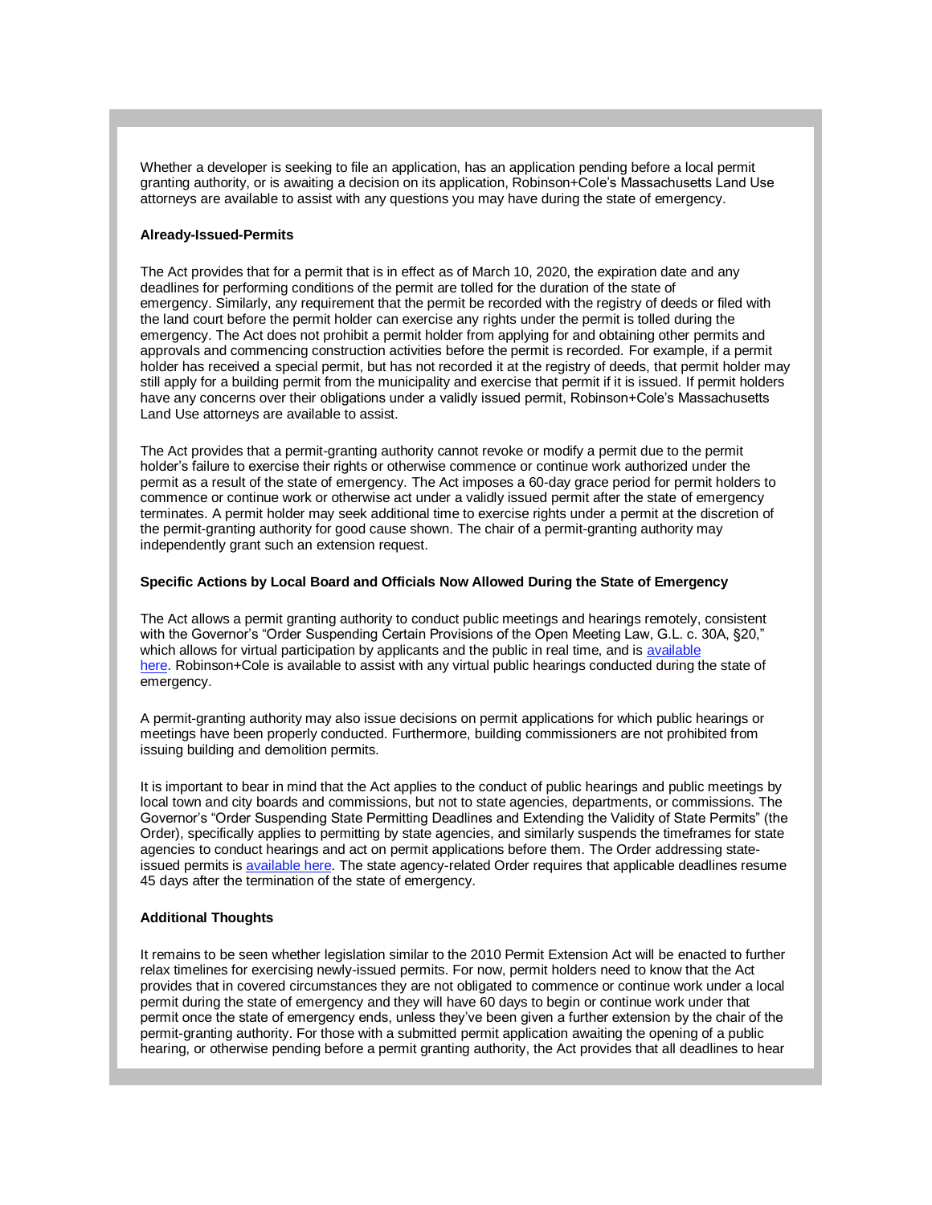Whether a developer is seeking to file an application, has an application pending before a local permit granting authority, or is awaiting a decision on its application, Robinson+Cole's Massachusetts Land Use attorneys are available to assist with any questions you may have during the state of emergency.

**Already-Issued-Permits**

The Act provides that for a permit that is in effect as of March 10, 2020, the expiration date and any deadlines for performing conditions of the permit are tolled for the duration of the state of emergency. Similarly, any requirement that the permit be recorded with the registry of deeds or filed with the land court before the permit holder can exercise any rights under the permit is tolled during the emergency. The Act does not prohibit a permit holder from applying for and obtaining other permits and approvals and commencing construction activities before the permit is recorded. For example, if a permit holder has received a special permit, but has not recorded it at the registry of deeds, that permit holder may still apply for a building permit from the municipality and exercise that permit if it is issued. If permit holders have any concerns over their obligations under a validly issued permit, Robinson+Cole's Massachusetts Land Use attorneys are available to assist.

The Act provides that a permit-granting authority cannot revoke or modify a permit due to the permit holder's failure to exercise their rights or otherwise commence or continue work authorized under the permit as a result of the state of emergency. The Act imposes a 60-day grace period for permit holders to commence or continue work or otherwise act under a validly issued permit after the state of emergency terminates. A permit holder may seek additional time to exercise rights under a permit at the discretion of the permit-granting authority for good cause shown. The chair of a permit-granting authority may independently grant such an extension request.

**Specific Actions by Local Board and Officials Now Allowed During the State of Emergency**

The Act allows a permit granting authority to conduct public meetings and hearings remotely, consistent with the Governor's "Order Suspending Certain Provisions of the Open Meeting Law, G.L. c. 30A, §20," which allows for virtual participation by applicants and the public in real time, and is available here. Robinson+Cole is available to assist with any virtual public hearings conducted during the state of emergency.

A permit-granting authority may also issue decisions on permit applications for which public hearings or meetings have been properly conducted. Furthermore, building commissioners are not prohibited from issuing building and demolition permits.

It is important to bear in mind that the Act applies to the conduct of public hearings and public meetings by local town and city boards and commissions, but not to state agencies, departments, or commissions. The Governor's "Order Suspending State Permitting Deadlines and Extending the Validity of State Permits" (the Order), specifically applies to permitting by state agencies, and similarly suspends the timeframes for state agencies to conduct hearings and act on permit applications before them. The Order addressing state-issued permits is available here. The state agency-related Order requires that applicable deadlines resume 45 days after the termination of the state of emergency.

**Additional Thoughts**

It remains to be seen whether legislation similar to the 2010 Permit Extension Act will be enacted to further relax timelines for exercising newly-issued permits. For now, permit holders need to know that the Act provides that in covered circumstances they are not obligated to commence or continue work under a local permit during the state of emergency and they will have 60 days to begin or continue work under that permit once the state of emergency ends, unless they've been given a further extension by the chair of the permit-granting authority. For those with a submitted permit application awaiting the opening of a public hearing, or otherwise pending before a permit granting authority, the Act provides that all deadlines to hear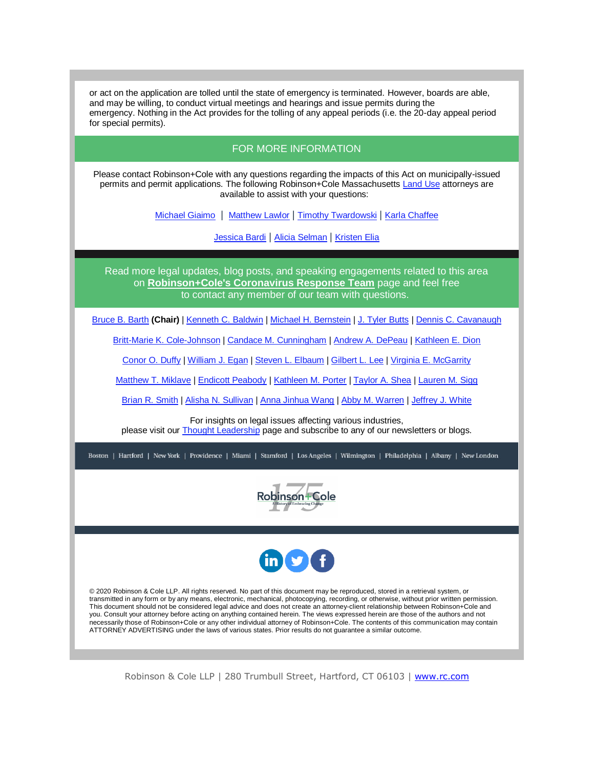or act on the application are tolled until the state of emergency is terminated. However, boards are able, and may be willing, to conduct virtual meetings and hearings and issue permits during the emergency. Nothing in the Act provides for the tolling of any appeal periods (i.e. the 20-day appeal period for special permits).

## FOR MORE INFORMATION

Please contact Robinson+Cole with any questions regarding the impacts of this Act on municipally-issued permits and permit applications. The following Robinson+Cole Massachusetts Land Use attorneys are available to assist with your questions:

Michael Giaimo | Matthew Lawlor | Timothy Twardowski | Karla Chaffee

Jessica Bardi | Alicia Selman | Kristen Elia

Read more legal updates, blog posts, and speaking engagements related to this area on **Robinson+Cole's Coronavirus Response Team** page and feel free to contact any member of our team with questions.

Bruce B. Barth **(Chair)** | Kenneth C. Baldwin | Michael H. Bernstein | J. Tyler Butts | Dennis C. Cavanaugh

Britt-Marie K. Cole-Johnson | Candace M. Cunningham | Andrew A. DePeau | Kathleen E. Dion

Conor O. Duffy | William J. Egan | Steven L. Elbaum | Gilbert L. Lee | Virginia E. McGarrity

Matthew T. Miklave | Endicott Peabody | Kathleen M. Porter | Taylor A. Shea | Lauren M. Sigg

Brian R. Smith | Alisha N. Sullivan | Anna Jinhua Wang | Abby M. Warren | Jeffrey J. White

For insights on legal issues affecting various industries, please visit our Thought Leadership page and subscribe to any of our newsletters or blogs.

Boston | Hartford | New York | Providence | Miami | Stamford | Los Angeles | Wilmington | Philadelphia | Albany | New London

Robinson+Cole 175 A History of Embracing Change

© 2020 Robinson & Cole LLP. All rights reserved. No part of this document may be reproduced, stored in a retrieval system, or transmitted in any form or by any means, electronic, mechanical, photocopying, recording, or otherwise, without prior written permission. This document should not be considered legal advice and does not create an attorney-client relationship between Robinson+Cole and you. Consult your attorney before acting on anything contained herein. The views expressed herein are those of the authors and not necessarily those of Robinson+Cole or any other individual attorney of Robinson+Cole. The contents of this communication may contain ATTORNEY ADVERTISING under the laws of various states. Prior results do not guarantee a similar outcome.

Robinson & Cole LLP | 280 Trumbull Street, Hartford, CT 06103 | www.rc.com